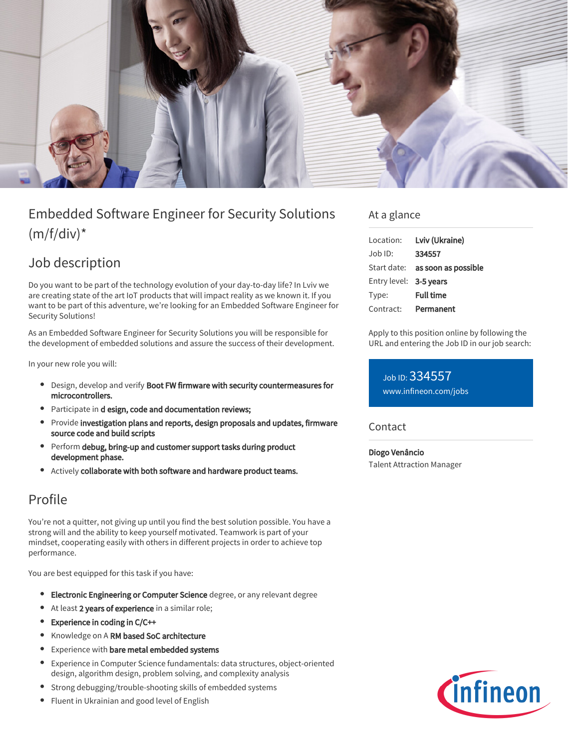# Embedded Software Engineer for Security Solutions (m/f/div)*

## Job description

Do you want to be part of the technology evolution of your day-to-day life? In Lviv we are creating state of the art IoT products that will impact reality as we known it. If you want to be part of this adventure, we're looking for an Embedded Software Engineer for Security Solutions!

As an Embedded Software Engineer for Security Solutions you will be responsible for the development of embedded solutions and assure the success of their development.

In your new role you will:

- Design, develop and verify **Boot FW firmware with security countermeasures for microcontrollers.**
- Participate in **d esign, code and documentation reviews;**
- Provide **investigation plans and reports, design proposals and updates, firmware source code and build scripts**
- Perform **debug, bring-up and customer support tasks during product development phase.**
- Actively **collaborate with both software and hardware product teams.**

## Profile

You're not a quitter, not giving up until you find the best solution possible. You have a strong will and the ability to keep yourself motivated. Teamwork is part of your mindset, cooperating easily with others in different projects in order to achieve top performance.

You are best equipped for this task if you have:

- **Electronic Engineering or Computer Science** degree, or any relevant degree
- At least **2 years of experience** in a similar role;
- **Experience in coding in C/C++**
- Knowledge on A **RM based SoC architecture**
- Experience with **bare metal embedded systems**
- Experience in Computer Science fundamentals: data structures, object-oriented design, algorithm design, problem solving, and complexity analysis
- Strong debugging/trouble-shooting skills of embedded systems
- Fluent in Ukrainian and good level of English

## At a glance

| | |
|---|---|
| Location: | **Lviv (Ukraine)** |
| Job ID: | **334557** |
| Start date: | **as soon as possible** |
| Entry level: | **3-5 years** |
| Type: | **Full time** |
| Contract: | **Permanent** |

Apply to this position online by following the URL and entering the Job ID in our job search:

Job ID: 334557
www.infineon.com/jobs

## Contact

**Diogo Venâncio**
Talent Attraction Manager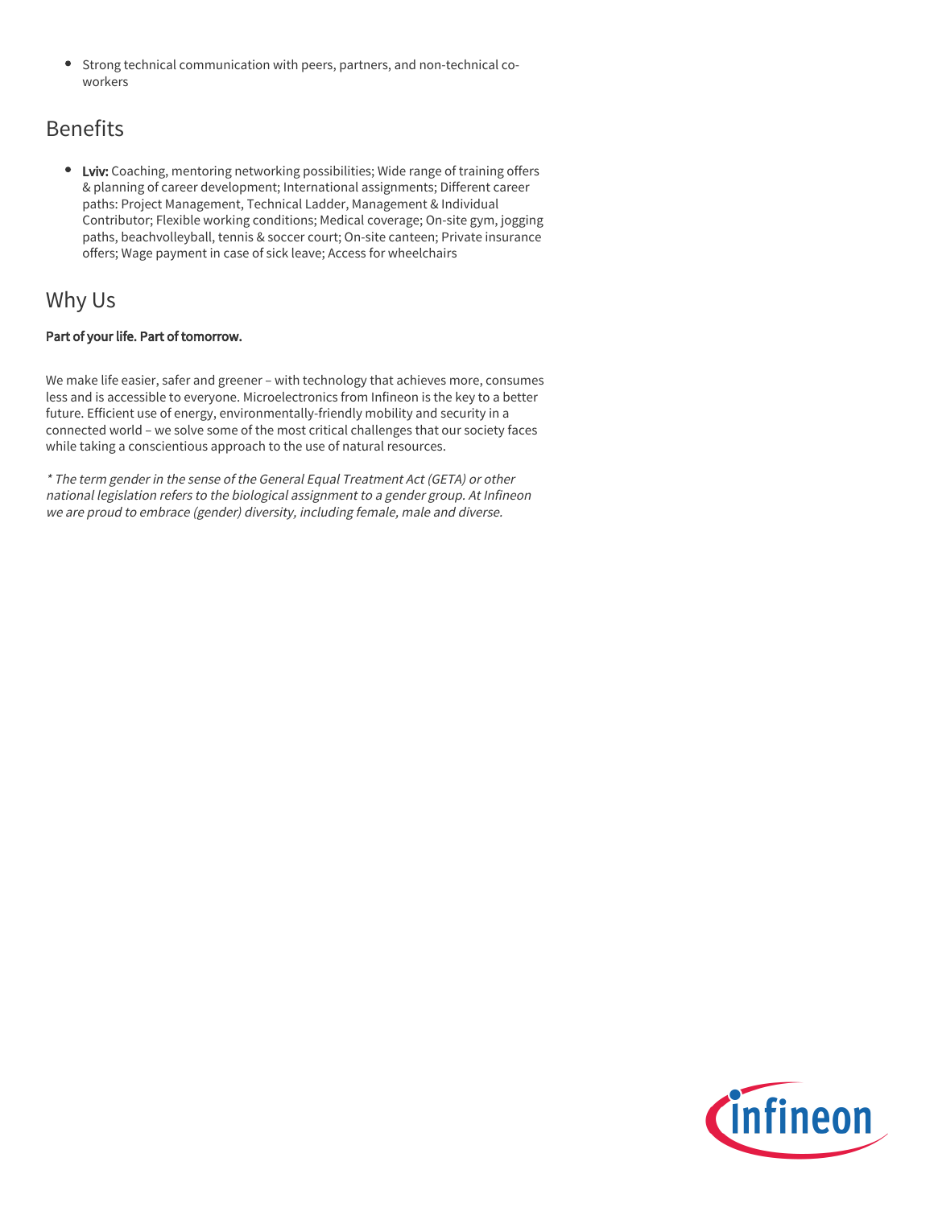- Strong technical communication with peers, partners, and non-technical co-workers

## Benefits

- **Lviv:** Coaching, mentoring networking possibilities; Wide range of training offers & planning of career development; International assignments; Different career paths: Project Management, Technical Ladder, Management & Individual Contributor; Flexible working conditions; Medical coverage; On-site gym, jogging paths, beachvolleyball, tennis & soccer court; On-site canteen; Private insurance offers; Wage payment in case of sick leave; Access for wheelchairs

## Why Us

**Part of your life. Part of tomorrow.**

We make life easier, safer and greener – with technology that achieves more, consumes less and is accessible to everyone. Microelectronics from Infineon is the key to a better future. Efficient use of energy, environmentally-friendly mobility and security in a connected world – we solve some of the most critical challenges that our society faces while taking a conscientious approach to the use of natural resources.

*\* The term gender in the sense of the General Equal Treatment Act (GETA) or other national legislation refers to the biological assignment to a gender group. At Infineon we are proud to embrace (gender) diversity, including female, male and diverse.*